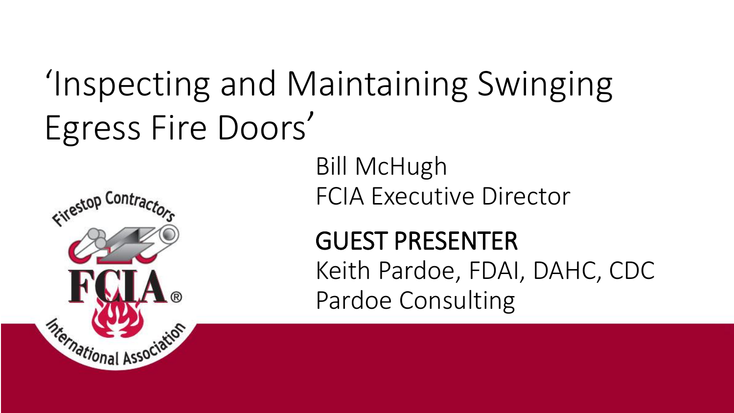# ‘Inspecting and Maintaining Swinging Egress Fire Doors’

Bill McHugh
FCIA Executive Director

GUEST PRESENTER
Keith Pardoe, FDAI, DAHC, CDC
Pardoe Consulting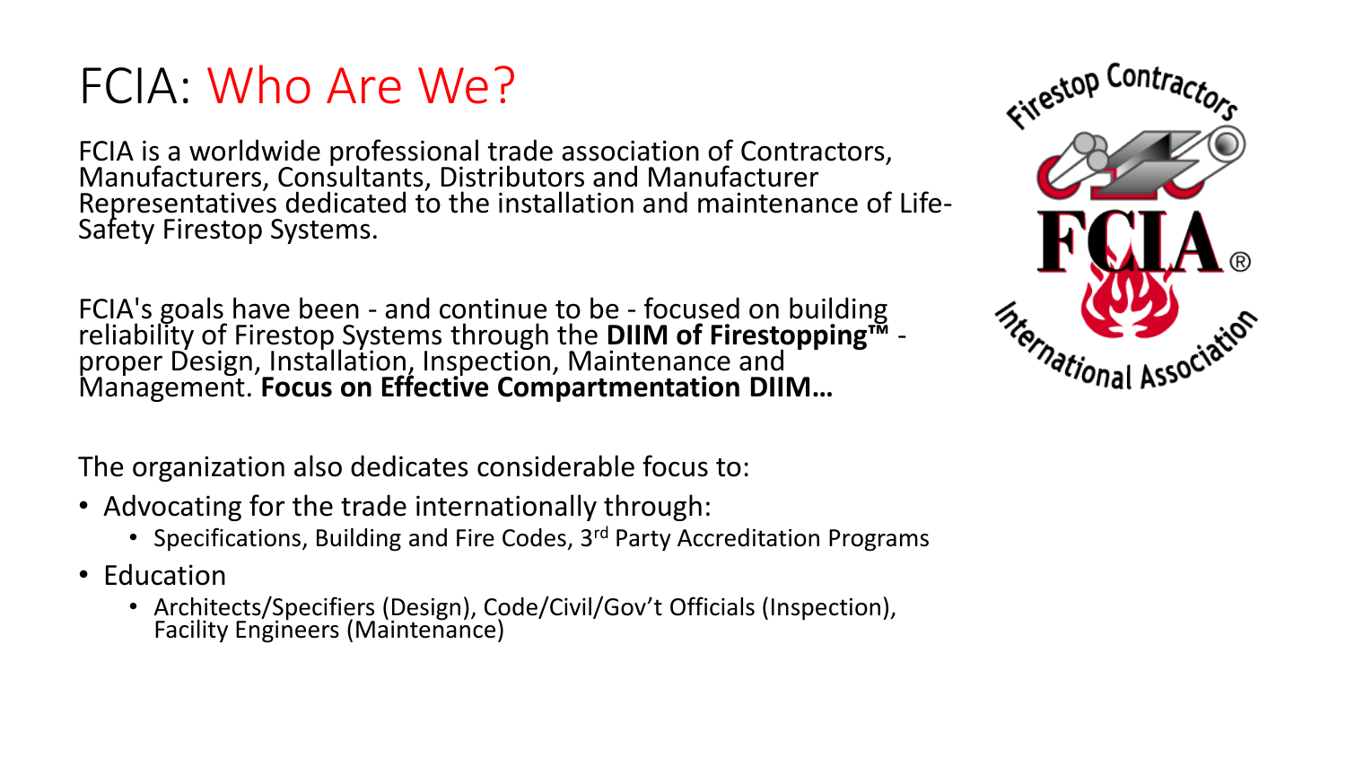# FCIA: Who Are We?

FCIA is a worldwide professional trade association of Contractors, Manufacturers, Consultants, Distributors and Manufacturer Representatives dedicated to the installation and maintenance of Life-Safety Firestop Systems.

FCIA's goals have been - and continue to be - focused on building reliability of Firestop Systems through the **DIIM of Firestopping™** - proper Design, Installation, Inspection, Maintenance and Management. **Focus on Effective Compartmentation DIIM…**

The organization also dedicates considerable focus to:

- Advocating for the trade internationally through:
  - Specifications, Building and Fire Codes, 3rd Party Accreditation Programs
- Education
  - Architects/Specifiers (Design), Code/Civil/Gov't Officials (Inspection), Facility Engineers (Maintenance)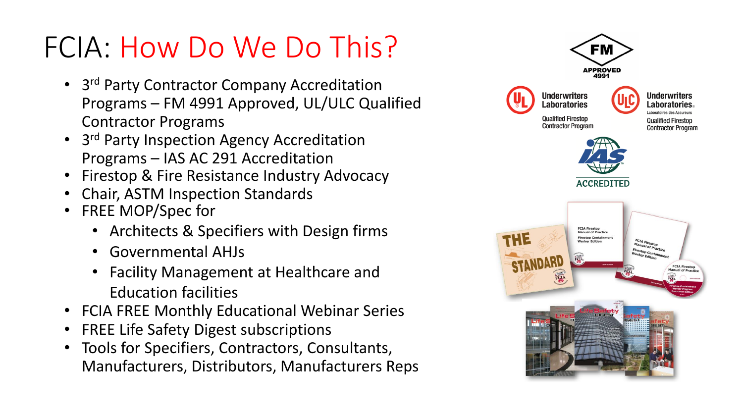# FCIA: How Do We Do This?

- 3rd Party Contractor Company Accreditation Programs – FM 4991 Approved, UL/ULC Qualified Contractor Programs
- 3rd Party Inspection Agency Accreditation Programs – IAS AC 291 Accreditation
- Firestop & Fire Resistance Industry Advocacy
- Chair, ASTM Inspection Standards
- FREE MOP/Spec for
  - Architects & Specifiers with Design firms
  - Governmental AHJs
  - Facility Management at Healthcare and Education facilities
- FCIA FREE Monthly Educational Webinar Series
- FREE Life Safety Digest subscriptions
- Tools for Specifiers, Contractors, Consultants, Manufacturers, Distributors, Manufacturers Reps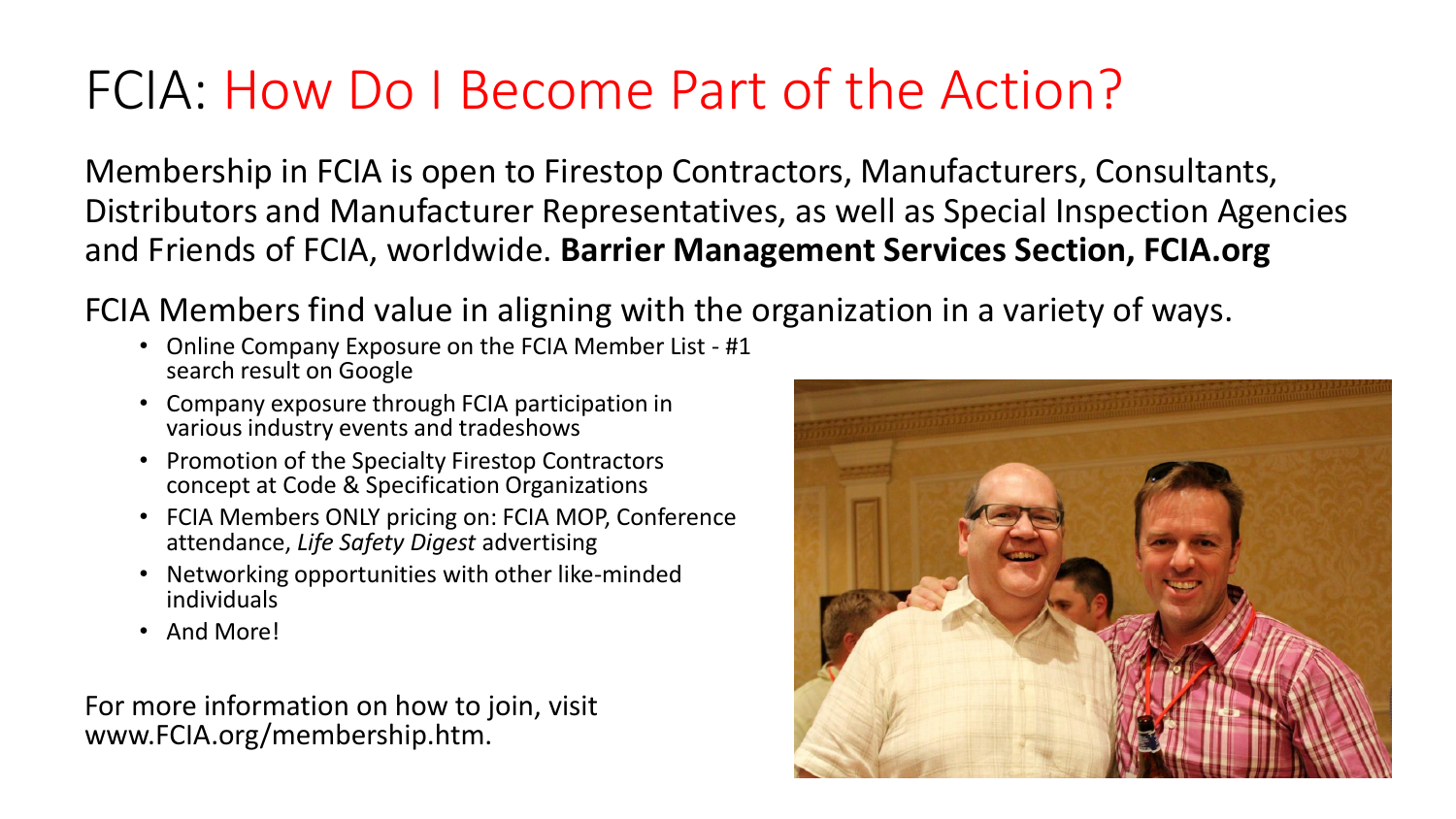# FCIA: How Do I Become Part of the Action?

Membership in FCIA is open to Firestop Contractors, Manufacturers, Consultants, Distributors and Manufacturer Representatives, as well as Special Inspection Agencies and Friends of FCIA, worldwide. **Barrier Management Services Section, FCIA.org**

FCIA Members find value in aligning with the organization in a variety of ways.

- Online Company Exposure on the FCIA Member List - #1 search result on Google
- Company exposure through FCIA participation in various industry events and tradeshows
- Promotion of the Specialty Firestop Contractors concept at Code & Specification Organizations
- FCIA Members ONLY pricing on: FCIA MOP, Conference attendance, *Life Safety Digest* advertising
- Networking opportunities with other like-minded individuals
- And More!

For more information on how to join, visit www.FCIA.org/membership.htm.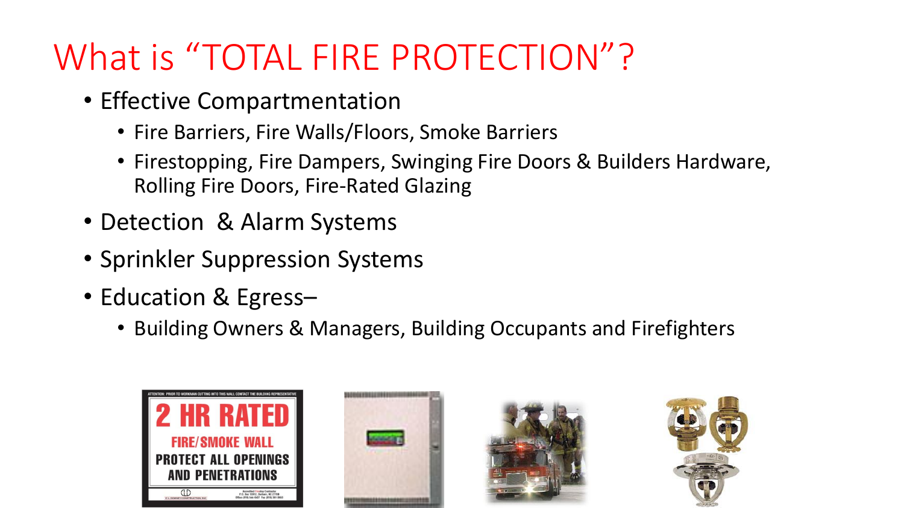# What is “TOTAL FIRE PROTECTION”?

- Effective Compartmentation
  - Fire Barriers, Fire Walls/Floors, Smoke Barriers
  - Firestopping, Fire Dampers, Swinging Fire Doors & Builders Hardware, Rolling Fire Doors, Fire-Rated Glazing
- Detection & Alarm Systems
- Sprinkler Suppression Systems
- Education & Egress–
  - Building Owners & Managers, Building Occupants and Firefighters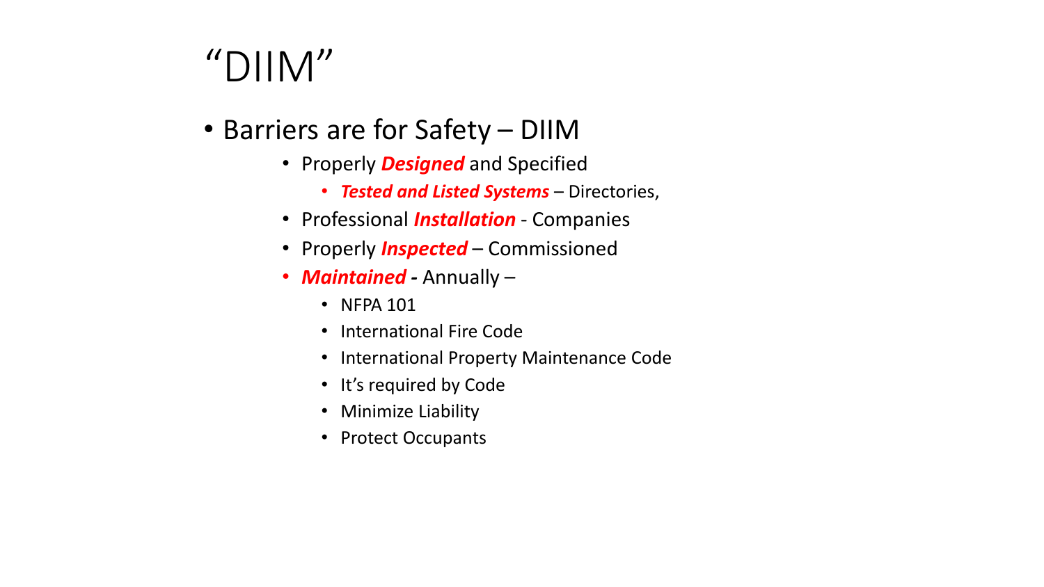# "DIIM"

- Barriers are for Safety – DIIM
  - Properly ***Designed*** and Specified
    - ***Tested and Listed Systems*** – Directories,
  - Professional ***Installation*** - Companies
  - Properly ***Inspected*** – Commissioned
  - ***Maintained* -** Annually –
    - NFPA 101
    - International Fire Code
    - International Property Maintenance Code
    - It's required by Code
    - Minimize Liability
    - Protect Occupants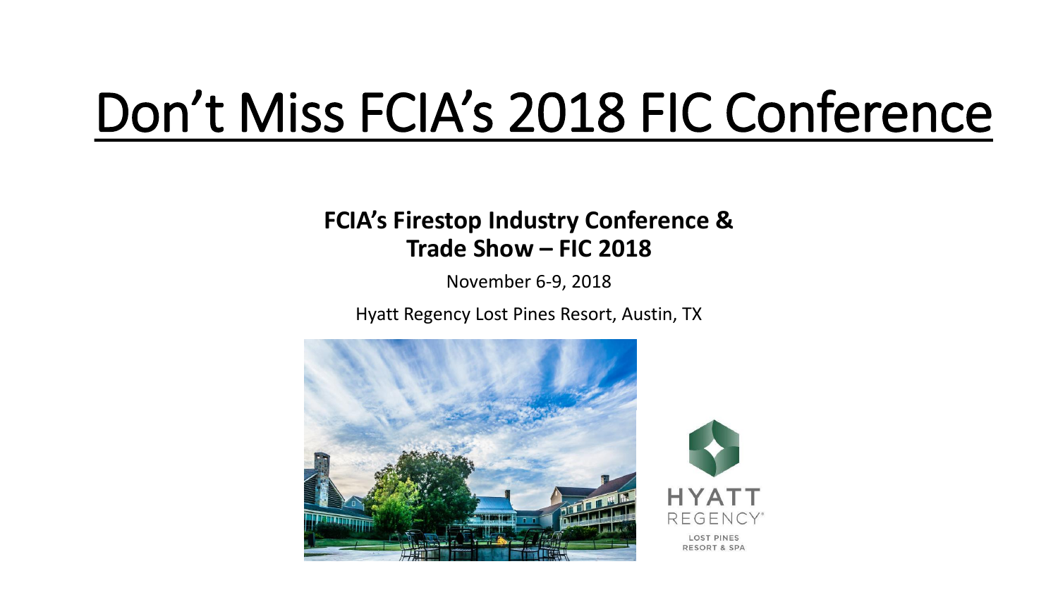# Don't Miss FCIA's 2018 FIC Conference

**FCIA's Firestop Industry Conference & Trade Show – FIC 2018**

November 6-9, 2018

Hyatt Regency Lost Pines Resort, Austin, TX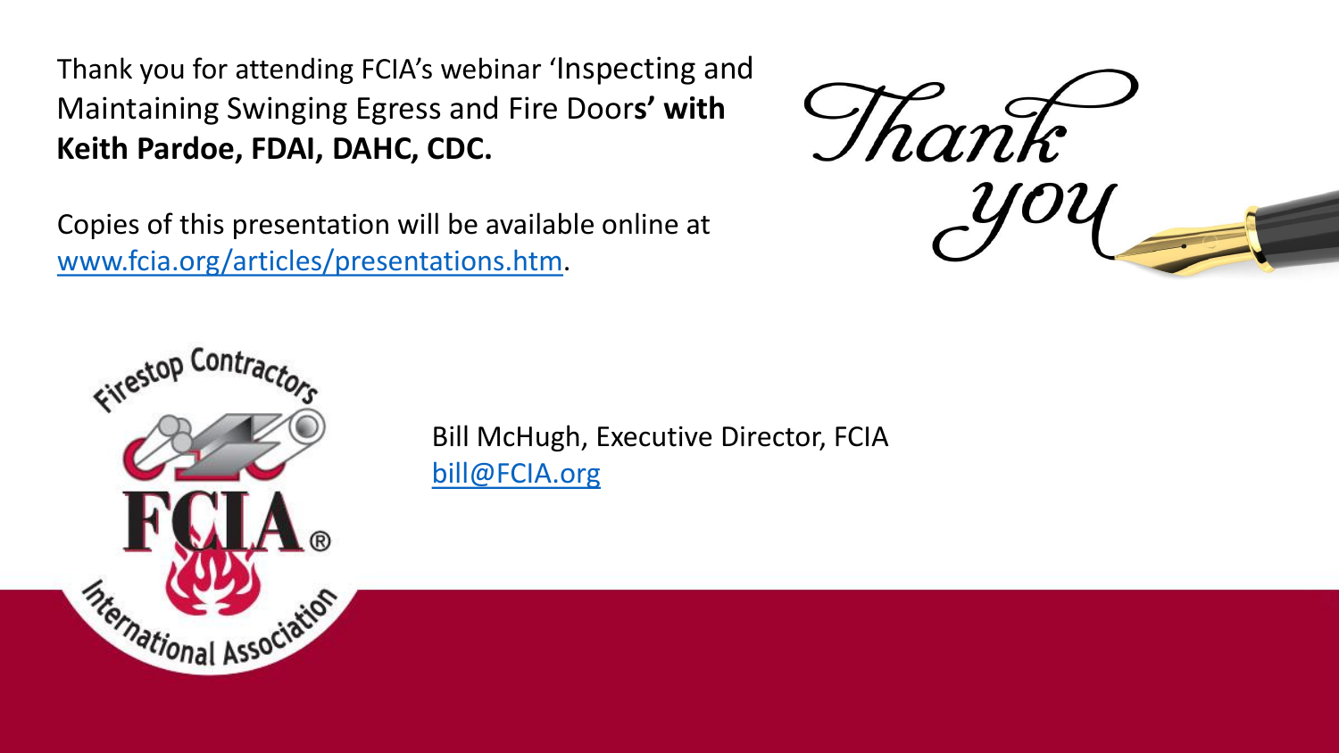Thank you for attending FCIA's webinar 'Inspecting and Maintaining Swinging Egress and Fire Doors**' with Keith Pardoe, FDAI, DAHC, CDC.**

Copies of this presentation will be available online at [www.fcia.org/articles/presentations.htm](www.fcia.org/articles/presentations.htm).

Thank you

Bill McHugh, Executive Director, FCIA
[bill@FCIA.org](mailto:bill@FCIA.org)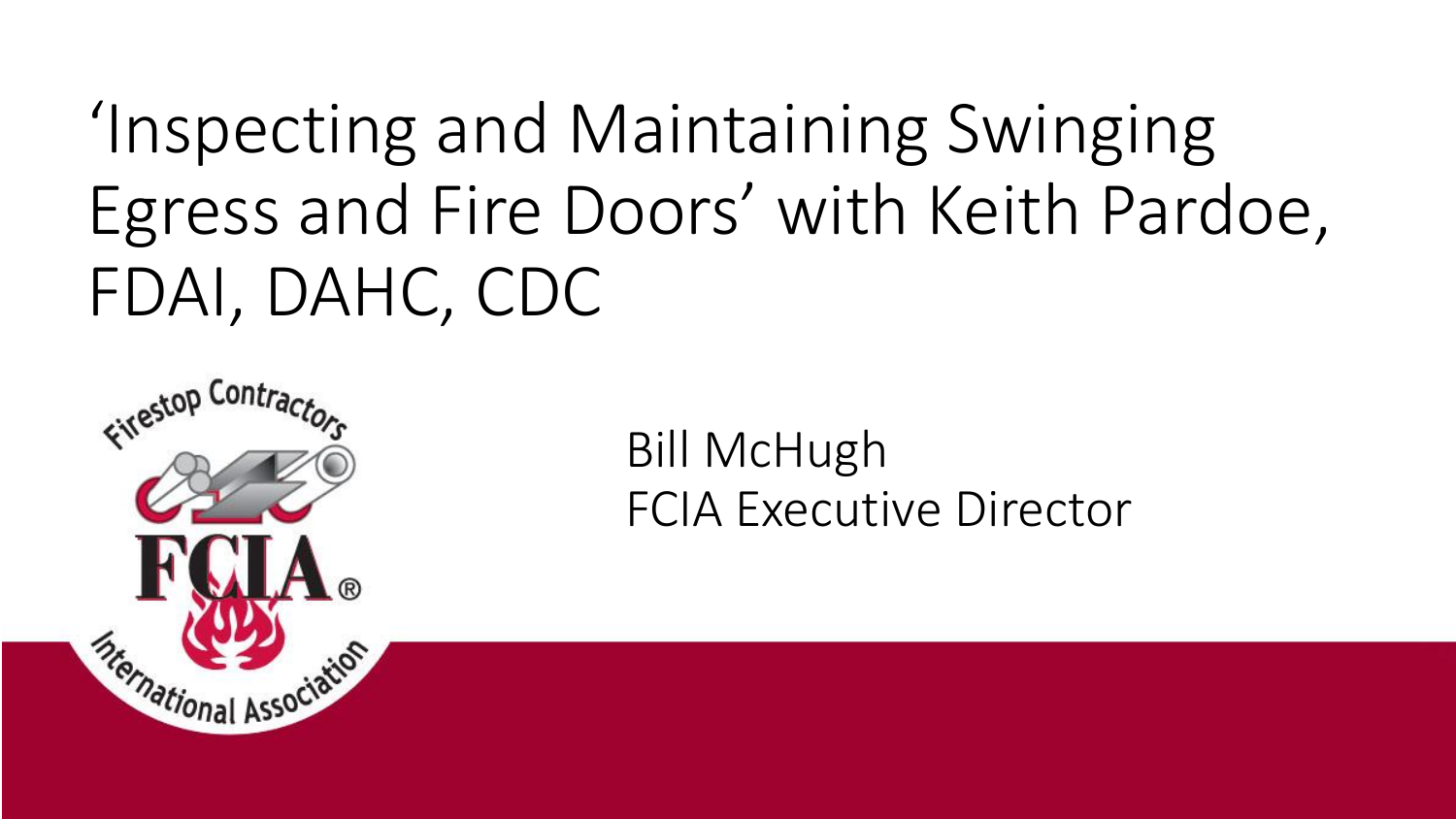# ‘Inspecting and Maintaining Swinging Egress and Fire Doors’ with Keith Pardoe, FDAI, DAHC, CDC

Bill McHugh
FCIA Executive Director